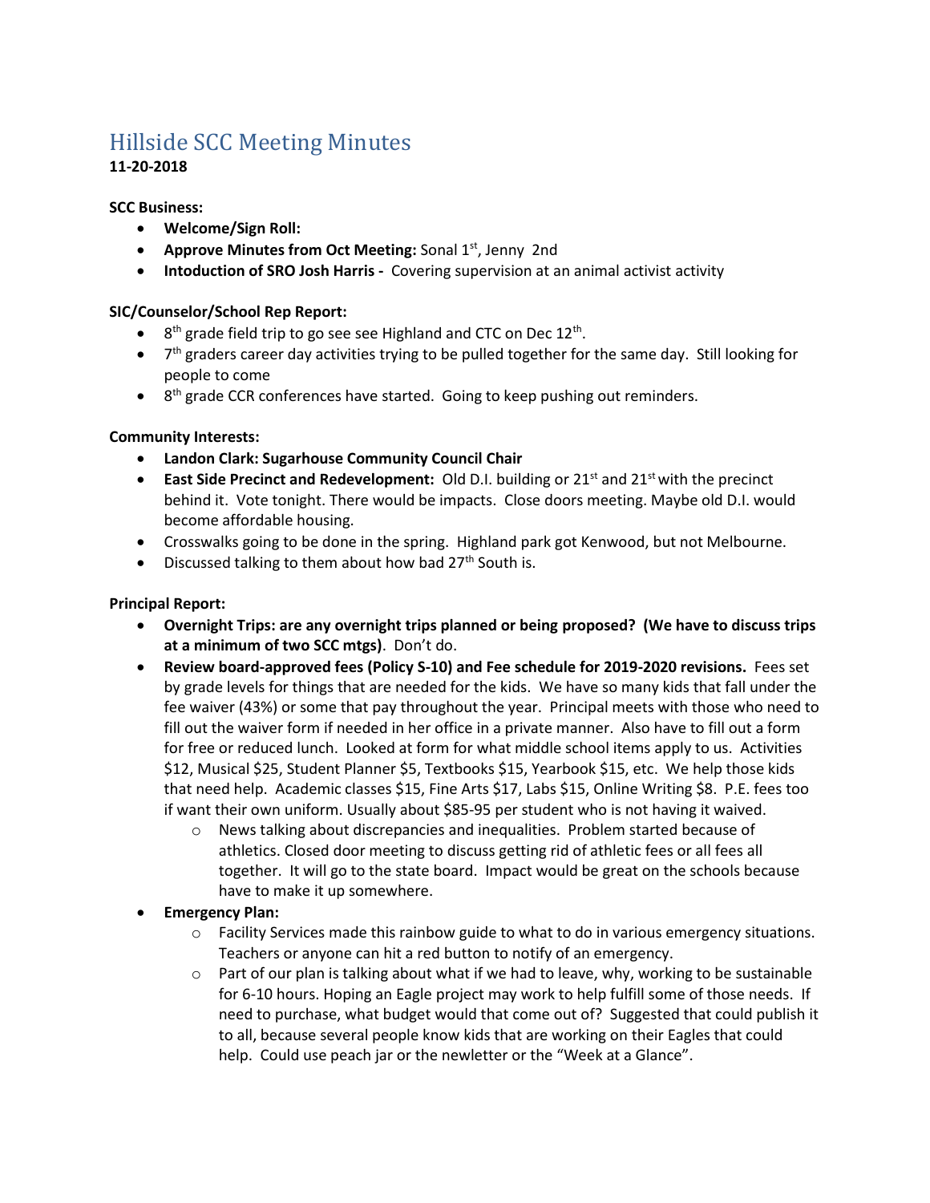# Hillside SCC Meeting Minutes

**11-20-2018**

**SCC Business:**

- **Welcome/Sign Roll:**
- **Approve Minutes from Oct Meeting:** Sonal 1st, Jenny 2nd
- **Intoduction of SRO Josh Harris -** Covering supervision at an animal activist activity

**SIC/Counselor/School Rep Report:**

- 8th grade field trip to go see see Highland and CTC on Dec 12th.
- 7th graders career day activities trying to be pulled together for the same day. Still looking for people to come
- 8th grade CCR conferences have started. Going to keep pushing out reminders.

**Community Interests:**

- **Landon Clark: Sugarhouse Community Council Chair**
- **East Side Precinct and Redevelopment:** Old D.I. building or 21st and 21st with the precinct behind it. Vote tonight. There would be impacts. Close doors meeting. Maybe old D.I. would become affordable housing.
- Crosswalks going to be done in the spring. Highland park got Kenwood, but not Melbourne.
- Discussed talking to them about how bad 27th South is.

**Principal Report:**

- **Overnight Trips: are any overnight trips planned or being proposed? (We have to discuss trips at a minimum of two SCC mtgs)**. Don't do.
- **Review board-approved fees (Policy S-10) and Fee schedule for 2019-2020 revisions.** Fees set by grade levels for things that are needed for the kids. We have so many kids that fall under the fee waiver (43%) or some that pay throughout the year. Principal meets with those who need to fill out the waiver form if needed in her office in a private manner. Also have to fill out a form for free or reduced lunch. Looked at form for what middle school items apply to us. Activities $12, Musical $25, Student Planner $5, Textbooks $15, Yearbook $15, etc. We help those kids that need help. Academic classes $15, Fine Arts $17, Labs $15, Online Writing $8. P.E. fees too if want their own uniform. Usually about $85-95 per student who is not having it waived.
    - News talking about discrepancies and inequalities. Problem started because of athletics. Closed door meeting to discuss getting rid of athletic fees or all fees all together. It will go to the state board. Impact would be great on the schools because have to make it up somewhere.
- **Emergency Plan:**
    - Facility Services made this rainbow guide to what to do in various emergency situations. Teachers or anyone can hit a red button to notify of an emergency.
    - Part of our plan is talking about what if we had to leave, why, working to be sustainable for 6-10 hours. Hoping an Eagle project may work to help fulfill some of those needs. If need to purchase, what budget would that come out of? Suggested that could publish it to all, because several people know kids that are working on their Eagles that could help. Could use peach jar or the newletter or the "Week at a Glance".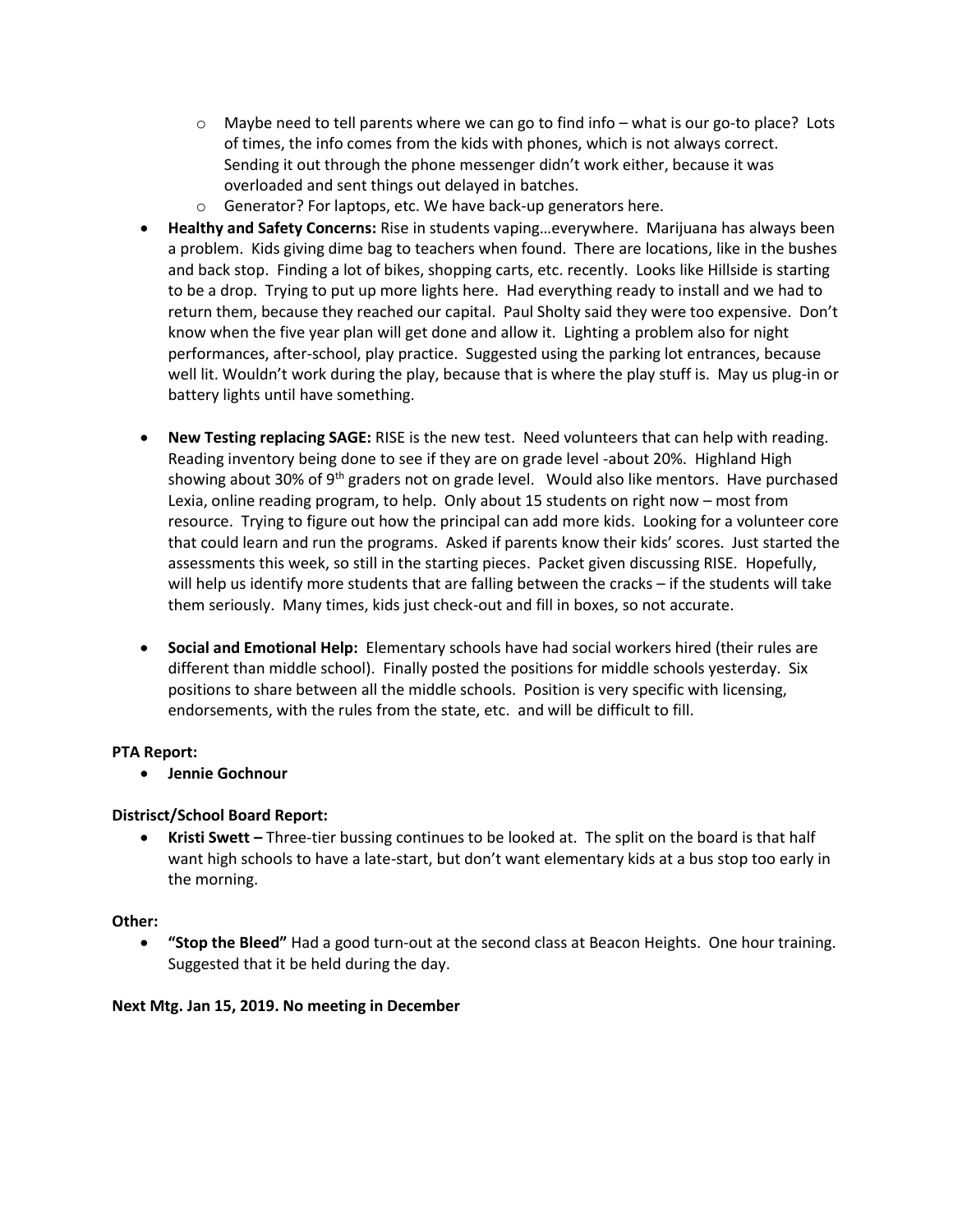- Maybe need to tell parents where we can go to find info – what is our go-to place? Lots of times, the info comes from the kids with phones, which is not always correct. Sending it out through the phone messenger didn't work either, because it was overloaded and sent things out delayed in batches.
    - Generator? For laptops, etc. We have back-up generators here.

- **Healthy and Safety Concerns:** Rise in students vaping…everywhere. Marijuana has always been a problem. Kids giving dime bag to teachers when found. There are locations, like in the bushes and back stop. Finding a lot of bikes, shopping carts, etc. recently. Looks like Hillside is starting to be a drop. Trying to put up more lights here. Had everything ready to install and we had to return them, because they reached our capital. Paul Sholty said they were too expensive. Don't know when the five year plan will get done and allow it. Lighting a problem also for night performances, after-school, play practice. Suggested using the parking lot entrances, because well lit. Wouldn't work during the play, because that is where the play stuff is. May us plug-in or battery lights until have something.

- **New Testing replacing SAGE:** RISE is the new test. Need volunteers that can help with reading. Reading inventory being done to see if they are on grade level -about 20%. Highland High showing about 30% of 9th graders not on grade level. Would also like mentors. Have purchased Lexia, online reading program, to help. Only about 15 students on right now – most from resource. Trying to figure out how the principal can add more kids. Looking for a volunteer core that could learn and run the programs. Asked if parents know their kids' scores. Just started the assessments this week, so still in the starting pieces. Packet given discussing RISE. Hopefully, will help us identify more students that are falling between the cracks – if the students will take them seriously. Many times, kids just check-out and fill in boxes, so not accurate.

- **Social and Emotional Help:** Elementary schools have had social workers hired (their rules are different than middle school). Finally posted the positions for middle schools yesterday. Six positions to share between all the middle schools. Position is very specific with licensing, endorsements, with the rules from the state, etc. and will be difficult to fill.

**PTA Report:**

- **Jennie Gochnour**

**Distrisct/School Board Report:**

- **Kristi Swett –** Three-tier bussing continues to be looked at. The split on the board is that half want high schools to have a late-start, but don't want elementary kids at a bus stop too early in the morning.

**Other:**

- **"Stop the Bleed"** Had a good turn-out at the second class at Beacon Heights. One hour training. Suggested that it be held during the day.

**Next Mtg. Jan 15, 2019. No meeting in December**